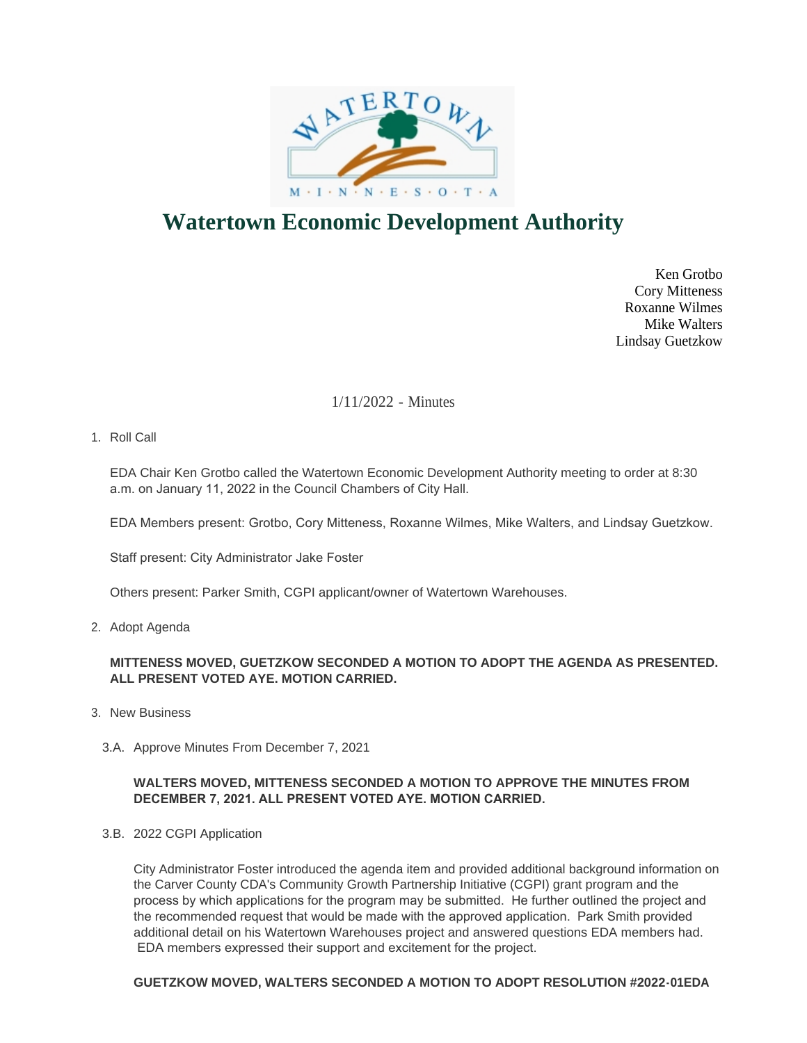# Watertown Economic Development Authority

Ken Grotbo
Cory Mitteness
Roxanne Wilmes
Mike Walters
Lindsay Guetzkow

1/11/2022 - Minutes

1. Roll Call

   EDA Chair Ken Grotbo called the Watertown Economic Development Authority meeting to order at 8:30 a.m. on January 11, 2022 in the Council Chambers of City Hall.

   EDA Members present: Grotbo, Cory Mitteness, Roxanne Wilmes, Mike Walters, and Lindsay Guetzkow.

   Staff present: City Administrator Jake Foster

   Others present: Parker Smith, CGPI applicant/owner of Watertown Warehouses.

2. Adopt Agenda

   **MITTENESS MOVED, GUETZKOW SECONDED A MOTION TO ADOPT THE AGENDA AS PRESENTED. ALL PRESENT VOTED AYE. MOTION CARRIED.**

3. New Business

   3.A. Approve Minutes From December 7, 2021

   **WALTERS MOVED, MITTENESS SECONDED A MOTION TO APPROVE THE MINUTES FROM DECEMBER 7, 2021. ALL PRESENT VOTED AYE. MOTION CARRIED.**

   3.B. 2022 CGPI Application

   City Administrator Foster introduced the agenda item and provided additional background information on the Carver County CDA's Community Growth Partnership Initiative (CGPI) grant program and the process by which applications for the program may be submitted. He further outlined the project and the recommended request that would be made with the approved application. Park Smith provided additional detail on his Watertown Warehouses project and answered questions EDA members had. EDA members expressed their support and excitement for the project.

   **GUETZKOW MOVED, WALTERS SECONDED A MOTION TO ADOPT RESOLUTION #2022-01EDA**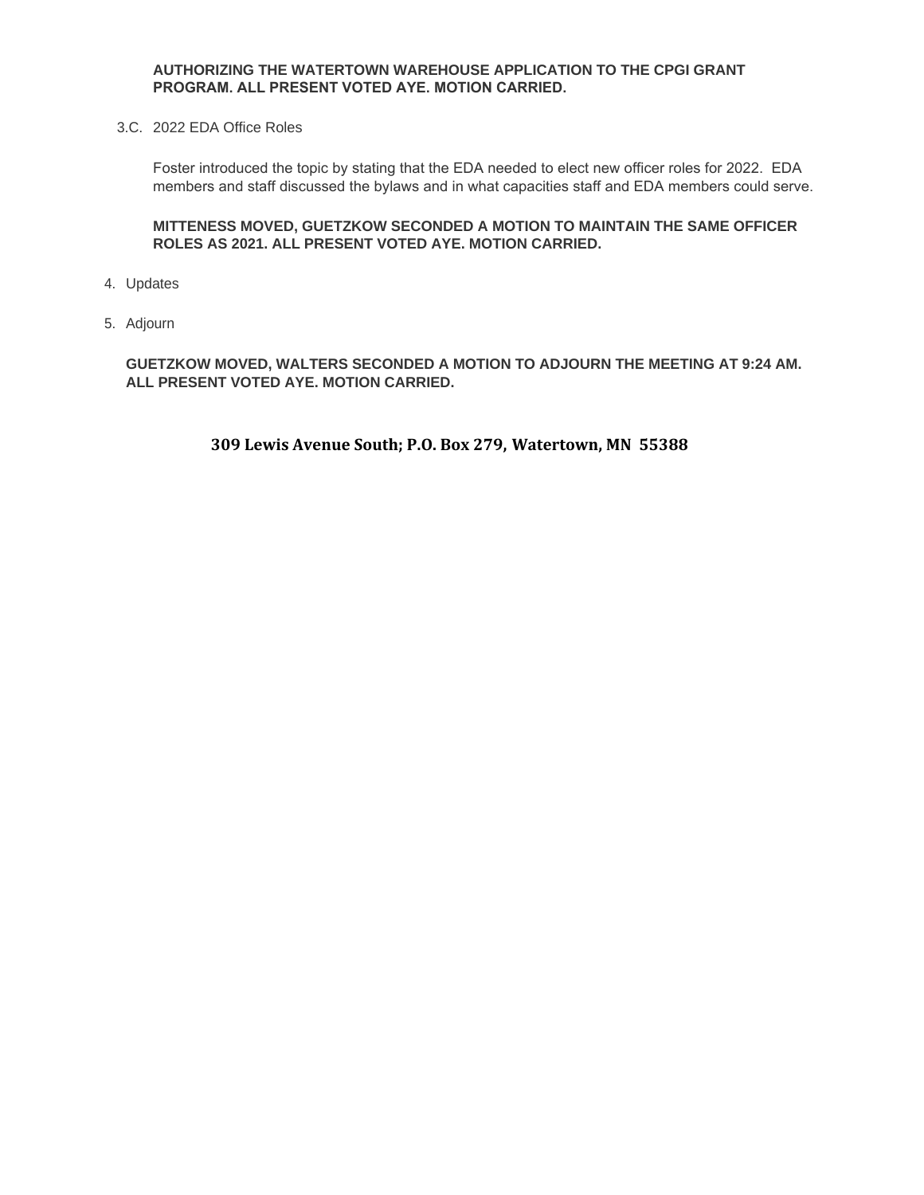**AUTHORIZING THE WATERTOWN WAREHOUSE APPLICATION TO THE CPGI GRANT PROGRAM. ALL PRESENT VOTED AYE. MOTION CARRIED.**

3.C. 2022 EDA Office Roles

Foster introduced the topic by stating that the EDA needed to elect new officer roles for 2022. EDA members and staff discussed the bylaws and in what capacities staff and EDA members could serve.

**MITTENESS MOVED, GUETZKOW SECONDED A MOTION TO MAINTAIN THE SAME OFFICER ROLES AS 2021. ALL PRESENT VOTED AYE. MOTION CARRIED.**

4. Updates

5. Adjourn

**GUETZKOW MOVED, WALTERS SECONDED A MOTION TO ADJOURN THE MEETING AT 9:24 AM. ALL PRESENT VOTED AYE. MOTION CARRIED.**

**309 Lewis Avenue South; P.O. Box 279, Watertown, MN 55388**